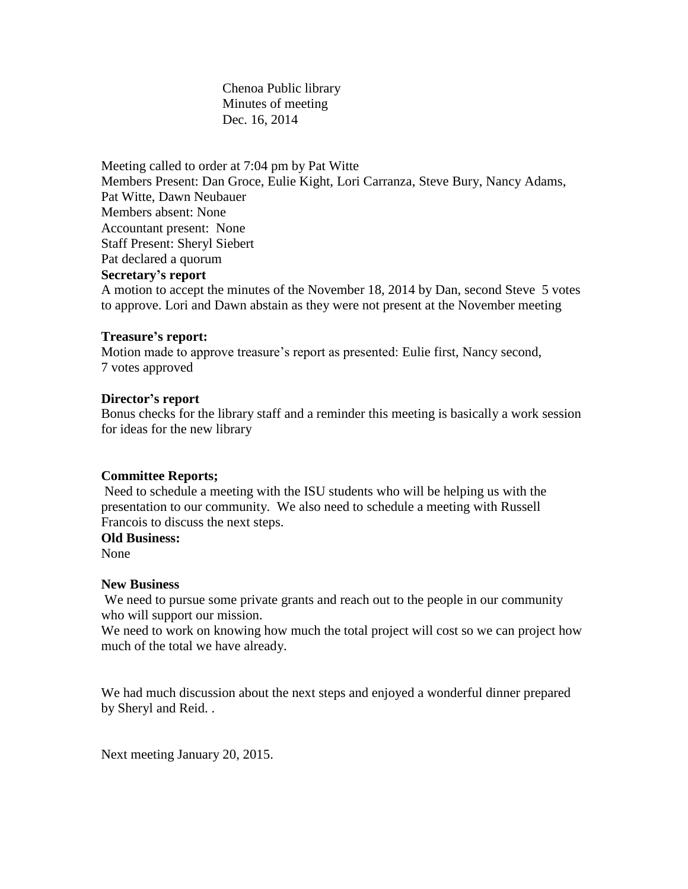Chenoa Public library
Minutes of meeting
Dec. 16, 2014

Meeting called to order at 7:04 pm by Pat Witte
Members Present: Dan Groce, Eulie Kight, Lori Carranza, Steve Bury, Nancy Adams, Pat Witte, Dawn Neubauer
Members absent: None
Accountant present: None
Staff Present: Sheryl Siebert
Pat declared a quorum

**Secretary's report**

A motion to accept the minutes of the November 18, 2014 by Dan, second Steve 5 votes to approve. Lori and Dawn abstain as they were not present at the November meeting

**Treasure's report:**

Motion made to approve treasure's report as presented: Eulie first, Nancy second, 7 votes approved

**Director's report**

Bonus checks for the library staff and a reminder this meeting is basically a work session for ideas for the new library

**Committee Reports;**

Need to schedule a meeting with the ISU students who will be helping us with the presentation to our community. We also need to schedule a meeting with Russell Francois to discuss the next steps.

**Old Business:**

None

**New Business**

We need to pursue some private grants and reach out to the people in our community who will support our mission.
We need to work on knowing how much the total project will cost so we can project how much of the total we have already.

We had much discussion about the next steps and enjoyed a wonderful dinner prepared by Sheryl and Reid. .

Next meeting January 20, 2015.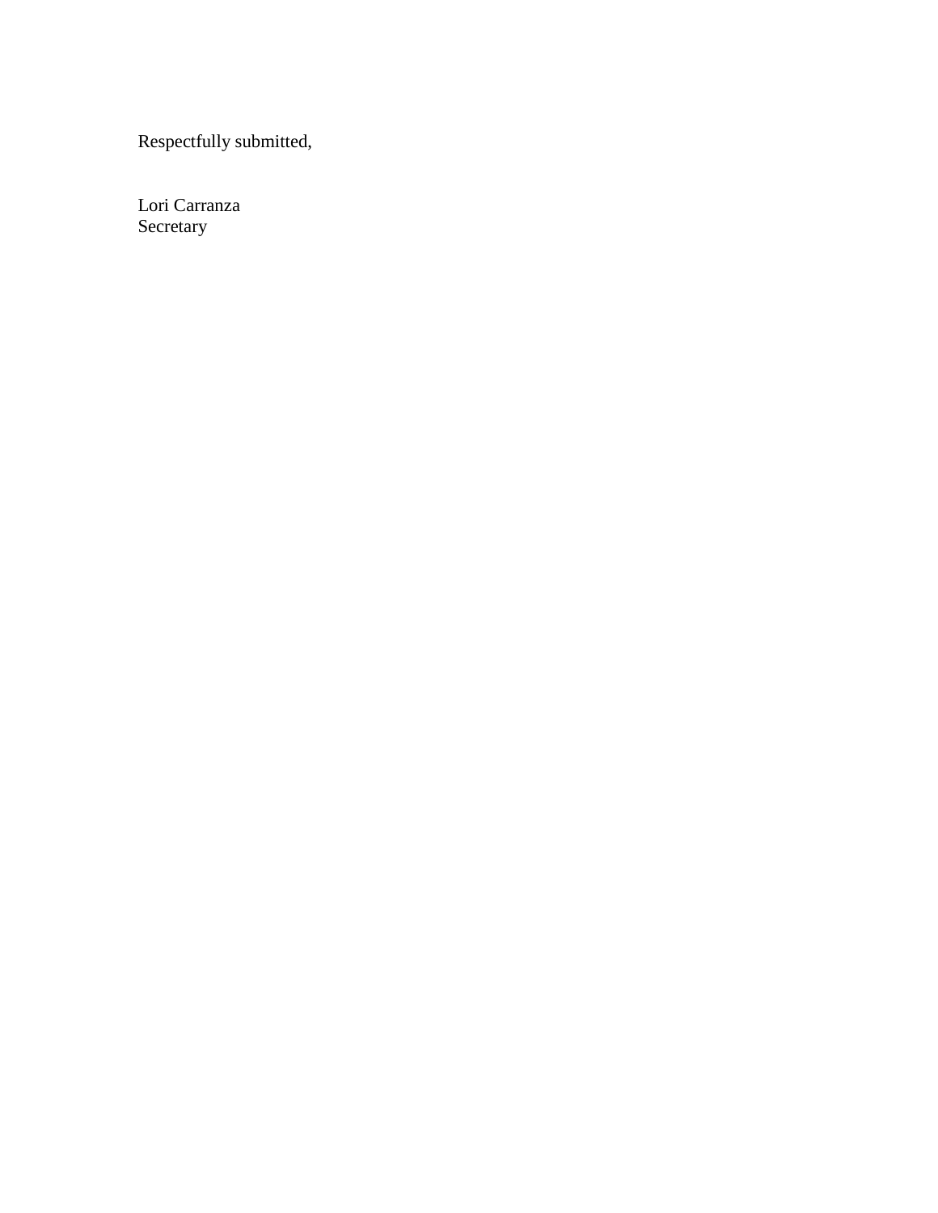Respectfully submitted,

Lori Carranza
Secretary